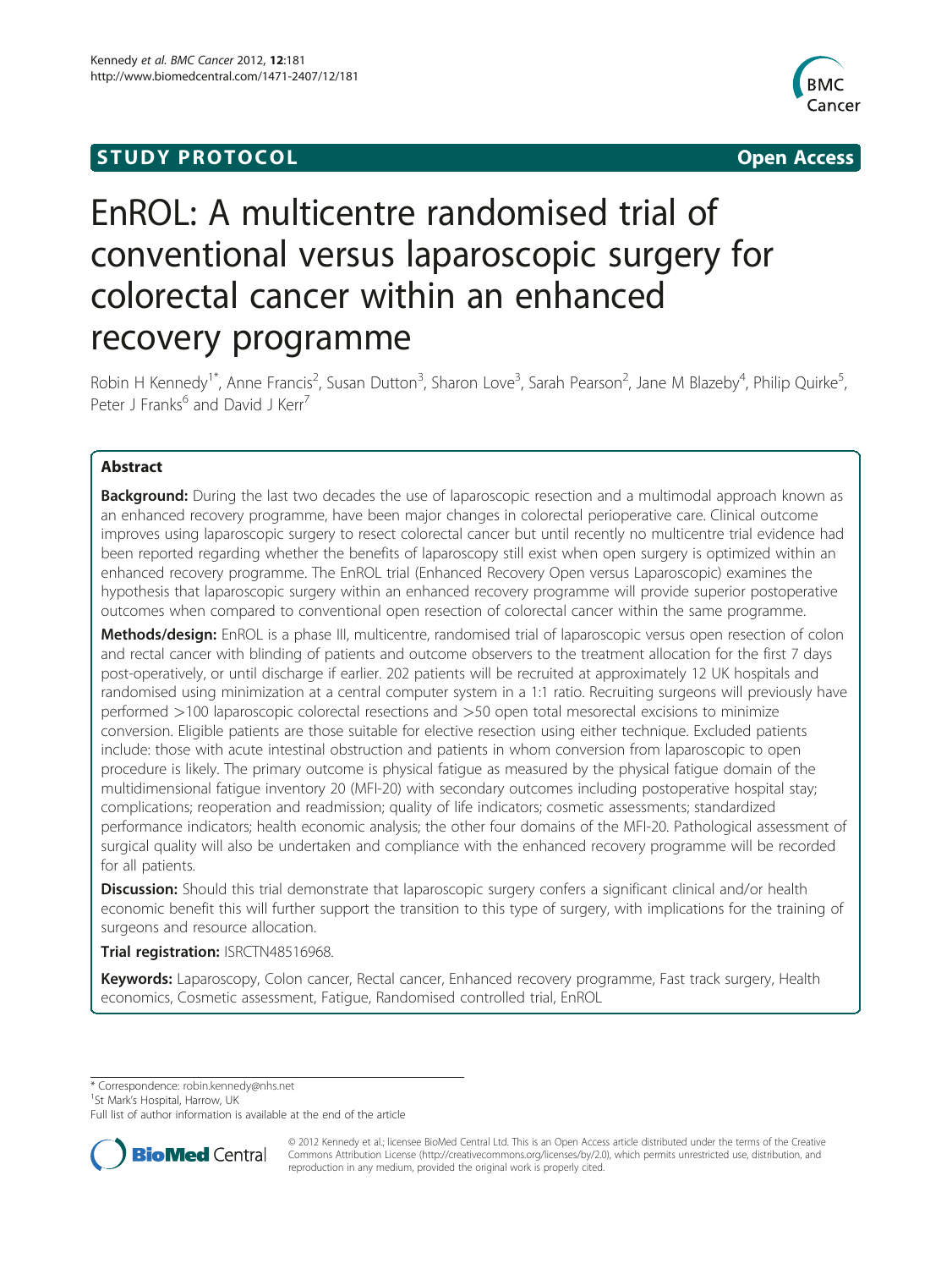**STUDY PROTOCOL** **Open Access**

# EnROL: A multicentre randomised trial of conventional versus laparoscopic surgery for colorectal cancer within an enhanced recovery programme

Robin H Kennedy[1*], Anne Francis[2], Susan Dutton[3], Sharon Love[3], Sarah Pearson[2], Jane M Blazeby[4], Philip Quirke[5], Peter J Franks[6] and David J Kerr[7]

## Abstract

**Background:** During the last two decades the use of laparoscopic resection and a multimodal approach known as an enhanced recovery programme, have been major changes in colorectal perioperative care. Clinical outcome improves using laparoscopic surgery to resect colorectal cancer but until recently no multicentre trial evidence had been reported regarding whether the benefits of laparoscopy still exist when open surgery is optimized within an enhanced recovery programme. The EnROL trial (Enhanced Recovery Open versus Laparoscopic) examines the hypothesis that laparoscopic surgery within an enhanced recovery programme will provide superior postoperative outcomes when compared to conventional open resection of colorectal cancer within the same programme.

**Methods/design:** EnROL is a phase III, multicentre, randomised trial of laparoscopic versus open resection of colon and rectal cancer with blinding of patients and outcome observers to the treatment allocation for the first 7 days post-operatively, or until discharge if earlier. 202 patients will be recruited at approximately 12 UK hospitals and randomised using minimization at a central computer system in a 1:1 ratio. Recruiting surgeons will previously have performed >100 laparoscopic colorectal resections and >50 open total mesorectal excisions to minimize conversion. Eligible patients are those suitable for elective resection using either technique. Excluded patients include: those with acute intestinal obstruction and patients in whom conversion from laparoscopic to open procedure is likely. The primary outcome is physical fatigue as measured by the physical fatigue domain of the multidimensional fatigue inventory 20 (MFI-20) with secondary outcomes including postoperative hospital stay; complications; reoperation and readmission; quality of life indicators; cosmetic assessments; standardized performance indicators; health economic analysis; the other four domains of the MFI-20. Pathological assessment of surgical quality will also be undertaken and compliance with the enhanced recovery programme will be recorded for all patients.

**Discussion:** Should this trial demonstrate that laparoscopic surgery confers a significant clinical and/or health economic benefit this will further support the transition to this type of surgery, with implications for the training of surgeons and resource allocation.

**Trial registration:** ISRCTN48516968.

**Keywords:** Laparoscopy, Colon cancer, Rectal cancer, Enhanced recovery programme, Fast track surgery, Health economics, Cosmetic assessment, Fatigue, Randomised controlled trial, EnROL

---

\* Correspondence: robin.kennedy@nhs.net
[1]St Mark's Hospital, Harrow, UK
Full list of author information is available at the end of the article

© 2012 Kennedy et al.; licensee BioMed Central Ltd. This is an Open Access article distributed under the terms of the Creative Commons Attribution License (http://creativecommons.org/licenses/by/2.0), which permits unrestricted use, distribution, and reproduction in any medium, provided the original work is properly cited.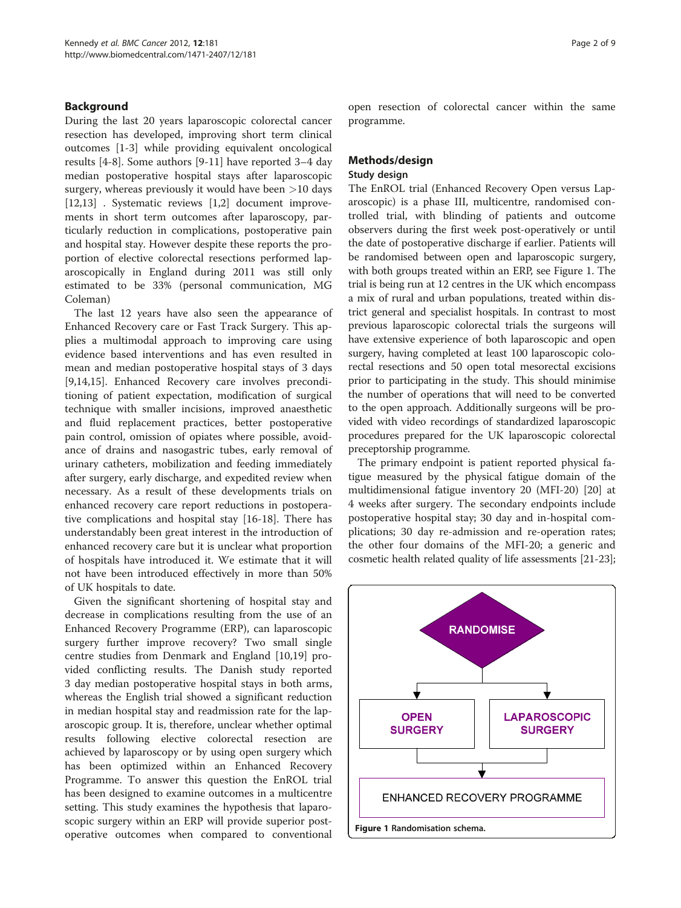## Background

During the last 20 years laparoscopic colorectal cancer resection has developed, improving short term clinical outcomes [1-3] while providing equivalent oncological results [4-8]. Some authors [9-11] have reported 3–4 day median postoperative hospital stays after laparoscopic surgery, whereas previously it would have been >10 days [12,13] . Systematic reviews [1,2] document improvements in short term outcomes after laparoscopy, particularly reduction in complications, postoperative pain and hospital stay. However despite these reports the proportion of elective colorectal resections performed laparoscopically in England during 2011 was still only estimated to be 33% (personal communication, MG Coleman)

The last 12 years have also seen the appearance of Enhanced Recovery care or Fast Track Surgery. This applies a multimodal approach to improving care using evidence based interventions and has even resulted in mean and median postoperative hospital stays of 3 days [9,14,15]. Enhanced Recovery care involves preconditioning of patient expectation, modification of surgical technique with smaller incisions, improved anaesthetic and fluid replacement practices, better postoperative pain control, omission of opiates where possible, avoidance of drains and nasogastric tubes, early removal of urinary catheters, mobilization and feeding immediately after surgery, early discharge, and expedited review when necessary. As a result of these developments trials on enhanced recovery care report reductions in postoperative complications and hospital stay [16-18]. There has understandably been great interest in the introduction of enhanced recovery care but it is unclear what proportion of hospitals have introduced it. We estimate that it will not have been introduced effectively in more than 50% of UK hospitals to date.

Given the significant shortening of hospital stay and decrease in complications resulting from the use of an Enhanced Recovery Programme (ERP), can laparoscopic surgery further improve recovery? Two small single centre studies from Denmark and England [10,19] provided conflicting results. The Danish study reported 3 day median postoperative hospital stays in both arms, whereas the English trial showed a significant reduction in median hospital stay and readmission rate for the laparoscopic group. It is, therefore, unclear whether optimal results following elective colorectal resection are achieved by laparoscopy or by using open surgery which has been optimized within an Enhanced Recovery Programme. To answer this question the EnROL trial has been designed to examine outcomes in a multicentre setting. This study examines the hypothesis that laparoscopic surgery within an ERP will provide superior postoperative outcomes when compared to conventional open resection of colorectal cancer within the same programme.

## Methods/design

### Study design

The EnROL trial (Enhanced Recovery Open versus Laparoscopic) is a phase III, multicentre, randomised controlled trial, with blinding of patients and outcome observers during the first week post-operatively or until the date of postoperative discharge if earlier. Patients will be randomised between open and laparoscopic surgery, with both groups treated within an ERP, see Figure 1. The trial is being run at 12 centres in the UK which encompass a mix of rural and urban populations, treated within district general and specialist hospitals. In contrast to most previous laparoscopic colorectal trials the surgeons will have extensive experience of both laparoscopic and open surgery, having completed at least 100 laparoscopic colorectal resections and 50 open total mesorectal excisions prior to participating in the study. This should minimise the number of operations that will need to be converted to the open approach. Additionally surgeons will be provided with video recordings of standardized laparoscopic procedures prepared for the UK laparoscopic colorectal preceptorship programme.

The primary endpoint is patient reported physical fatigue measured by the physical fatigue domain of the multidimensional fatigue inventory 20 (MFI-20) [20] at 4 weeks after surgery. The secondary endpoints include postoperative hospital stay; 30 day and in-hospital complications; 30 day re-admission and re-operation rates; the other four domains of the MFI-20; a generic and cosmetic health related quality of life assessments [21-23];

RANDOMISE → OPEN SURGERY | LAPAROSCOPIC SURGERY → ENHANCED RECOVERY PROGRAMME

**Figure 1** Randomisation schema.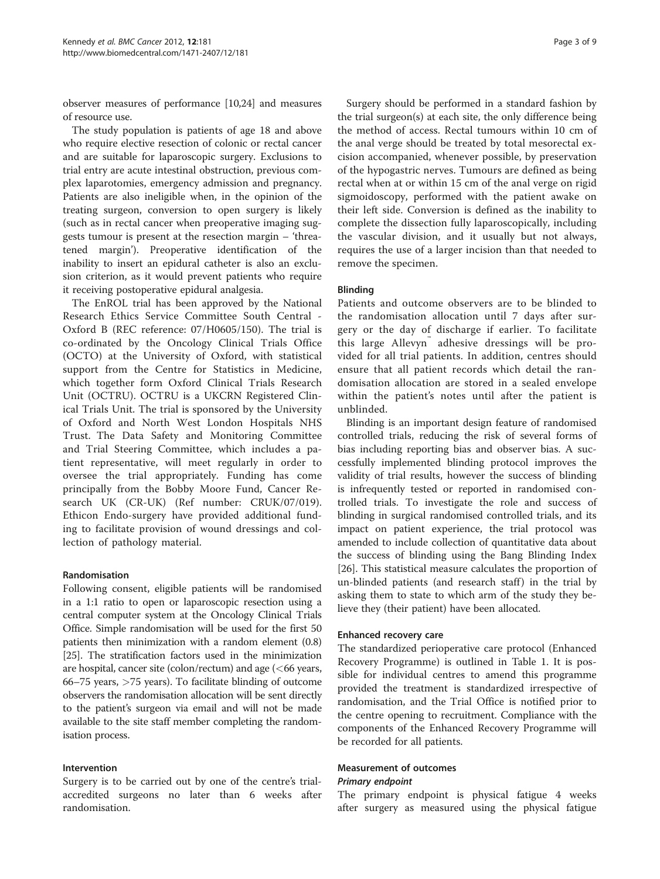observer measures of performance [10,24] and measures of resource use.

The study population is patients of age 18 and above who require elective resection of colonic or rectal cancer and are suitable for laparoscopic surgery. Exclusions to trial entry are acute intestinal obstruction, previous complex laparotomies, emergency admission and pregnancy. Patients are also ineligible when, in the opinion of the treating surgeon, conversion to open surgery is likely (such as in rectal cancer when preoperative imaging suggests tumour is present at the resection margin – 'threatened margin'). Preoperative identification of the inability to insert an epidural catheter is also an exclusion criterion, as it would prevent patients who require it receiving postoperative epidural analgesia.

The EnROL trial has been approved by the National Research Ethics Service Committee South Central - Oxford B (REC reference: 07/H0605/150). The trial is co-ordinated by the Oncology Clinical Trials Office (OCTO) at the University of Oxford, with statistical support from the Centre for Statistics in Medicine, which together form Oxford Clinical Trials Research Unit (OCTRU). OCTRU is a UKCRN Registered Clinical Trials Unit. The trial is sponsored by the University of Oxford and North West London Hospitals NHS Trust. The Data Safety and Monitoring Committee and Trial Steering Committee, which includes a patient representative, will meet regularly in order to oversee the trial appropriately. Funding has come principally from the Bobby Moore Fund, Cancer Research UK (CR-UK) (Ref number: CRUK/07/019). Ethicon Endo-surgery have provided additional funding to facilitate provision of wound dressings and collection of pathology material.

### Randomisation

Following consent, eligible patients will be randomised in a 1:1 ratio to open or laparoscopic resection using a central computer system at the Oncology Clinical Trials Office. Simple randomisation will be used for the first 50 patients then minimization with a random element (0.8) [25]. The stratification factors used in the minimization are hospital, cancer site (colon/rectum) and age (<66 years, 66–75 years, >75 years). To facilitate blinding of outcome observers the randomisation allocation will be sent directly to the patient's surgeon via email and will not be made available to the site staff member completing the randomisation process.

### Intervention

Surgery is to be carried out by one of the centre's trial-accredited surgeons no later than 6 weeks after randomisation.

Surgery should be performed in a standard fashion by the trial surgeon(s) at each site, the only difference being the method of access. Rectal tumours within 10 cm of the anal verge should be treated by total mesorectal excision accompanied, whenever possible, by preservation of the hypogastric nerves. Tumours are defined as being rectal when at or within 15 cm of the anal verge on rigid sigmoidoscopy, performed with the patient awake on their left side. Conversion is defined as the inability to complete the dissection fully laparoscopically, including the vascular division, and it usually but not always, requires the use of a larger incision than that needed to remove the specimen.

### Blinding

Patients and outcome observers are to be blinded to the randomisation allocation until 7 days after surgery or the day of discharge if earlier. To facilitate this large Allevyn™ adhesive dressings will be provided for all trial patients. In addition, centres should ensure that all patient records which detail the randomisation allocation are stored in a sealed envelope within the patient's notes until after the patient is unblinded.

Blinding is an important design feature of randomised controlled trials, reducing the risk of several forms of bias including reporting bias and observer bias. A successfully implemented blinding protocol improves the validity of trial results, however the success of blinding is infrequently tested or reported in randomised controlled trials. To investigate the role and success of blinding in surgical randomised controlled trials, and its impact on patient experience, the trial protocol was amended to include collection of quantitative data about the success of blinding using the Bang Blinding Index [26]. This statistical measure calculates the proportion of un-blinded patients (and research staff) in the trial by asking them to state to which arm of the study they believe they (their patient) have been allocated.

### Enhanced recovery care

The standardized perioperative care protocol (Enhanced Recovery Programme) is outlined in Table 1. It is possible for individual centres to amend this programme provided the treatment is standardized irrespective of randomisation, and the Trial Office is notified prior to the centre opening to recruitment. Compliance with the components of the Enhanced Recovery Programme will be recorded for all patients.

### Measurement of outcomes

#### *Primary endpoint*

The primary endpoint is physical fatigue 4 weeks after surgery as measured using the physical fatigue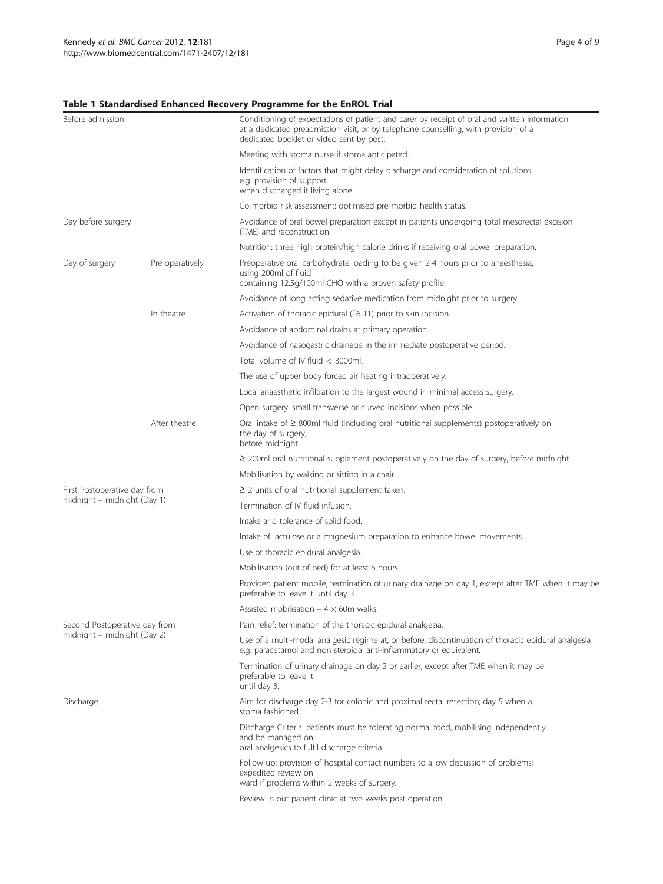**Table 1 Standardised Enhanced Recovery Programme for the EnROL Trial**

| | | |
|---|---|---|
| Before admission | | Conditioning of expectations of patient and carer by receipt of oral and written information at a dedicated preadmission visit, or by telephone counselling, with provision of a dedicated booklet or video sent by post. |
| | | Meeting with stoma nurse if stoma anticipated. |
| | | Identification of factors that might delay discharge and consideration of solutions e.g. provision of support when discharged if living alone. |
| | | Co-morbid risk assessment: optimised pre-morbid health status. |
| Day before surgery | | Avoidance of oral bowel preparation except in patients undergoing total mesorectal excision (TME) and reconstruction. |
| | | Nutrition: three high protein/high calorie drinks if receiving oral bowel preparation. |
| Day of surgery | Pre-operatively | Preoperative oral carbohydrate loading to be given 2-4 hours prior to anaesthesia, using 200ml of fluid containing 12.5g/100ml CHO with a proven safety profile. |
| | | Avoidance of long acting sedative medication from midnight prior to surgery. |
| | In theatre | Activation of thoracic epidural (T6-11) prior to skin incision. |
| | | Avoidance of abdominal drains at primary operation. |
| | | Avoidance of nasogastric drainage in the immediate postoperative period. |
| | | Total volume of IV fluid < 3000ml. |
| | | The use of upper body forced air heating intraoperatively. |
| | | Local anaesthetic infiltration to the largest wound in minimal access surgery. |
| | | Open surgery: small transverse or curved incisions when possible. |
| | After theatre | Oral intake of ≥ 800ml fluid (including oral nutritional supplements) postoperatively on the day of surgery, before midnight. |
| | | ≥ 200ml oral nutritional supplement postoperatively on the day of surgery, before midnight. |
| | | Mobilisation by walking or sitting in a chair. |
| First Postoperative day from midnight – midnight (Day 1) | | ≥ 2 units of oral nutritional supplement taken. |
| | | Termination of IV fluid infusion. |
| | | Intake and tolerance of solid food. |
| | | Intake of lactulose or a magnesium preparation to enhance bowel movements. |
| | | Use of thoracic epidural analgesia. |
| | | Mobilisation (out of bed) for at least 6 hours. |
| | | Provided patient mobile, termination of urinary drainage on day 1, except after TME when it may be preferable to leave it until day 3 |
| | | Assisted mobilisation – 4 × 60m walks. |
| Second Postoperative day from midnight – midnight (Day 2) | | Pain relief: termination of the thoracic epidural analgesia. |
| | | Use of a multi-modal analgesic regime at, or before, discontinuation of thoracic epidural analgesia e.g. paracetamol and non steroidal anti-inflammatory or equivalent. |
| | | Termination of urinary drainage on day 2 or earlier, except after TME when it may be preferable to leave it until day 3. |
| Discharge | | Aim for discharge day 2-3 for colonic and proximal rectal resection; day 5 when a stoma fashioned. |
| | | Discharge Criteria: patients must be tolerating normal food, mobilising independently and be managed on oral analgesics to fulfil discharge criteria. |
| | | Follow up: provision of hospital contact numbers to allow discussion of problems; expedited review on ward if problems within 2 weeks of surgery. |
| | | Review in out patient clinic at two weeks post operation. |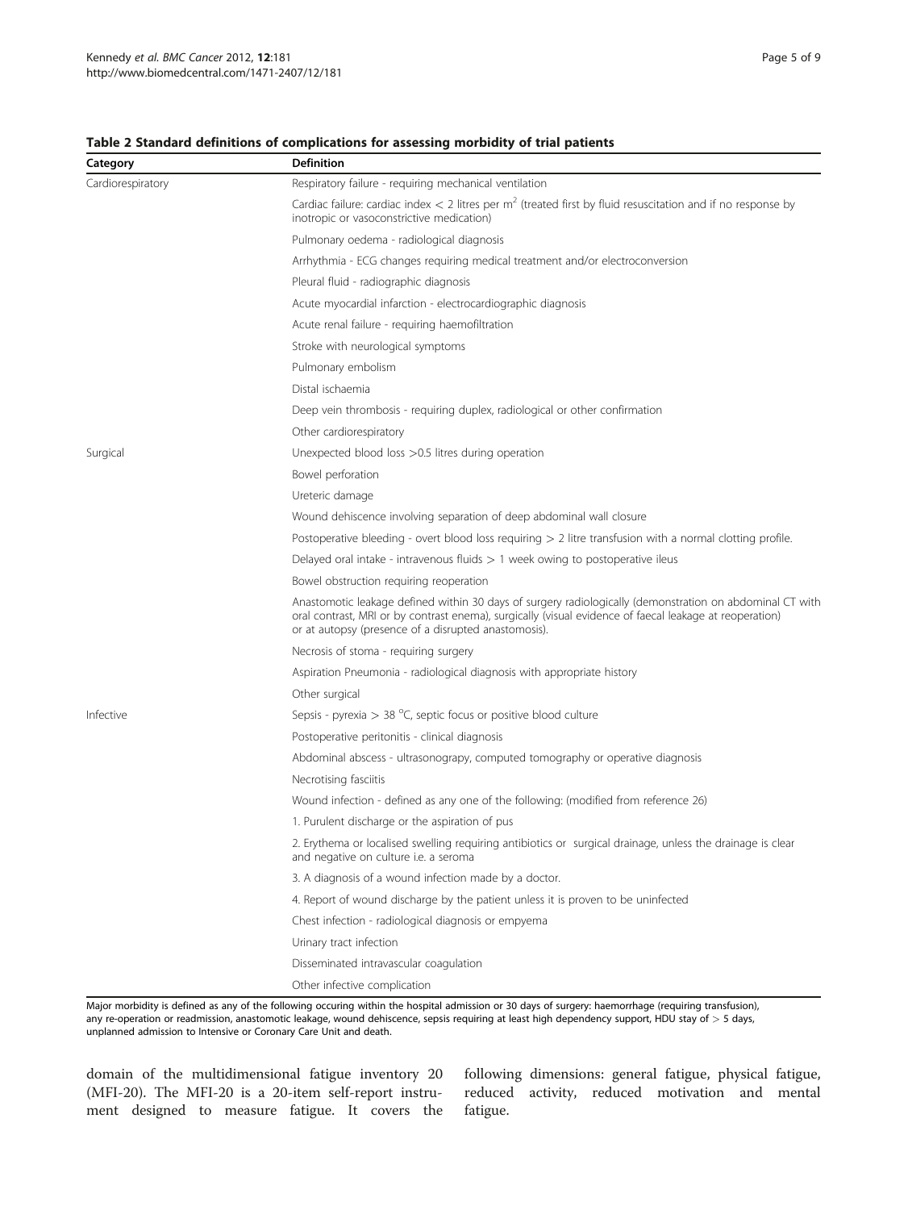**Table 2 Standard definitions of complications for assessing morbidity of trial patients**

| Category | Definition |
| --- | --- |
| Cardiorespiratory | Respiratory failure - requiring mechanical ventilation |
| | Cardiac failure: cardiac index < 2 litres per m$^2$ (treated first by fluid resuscitation and if no response by inotropic or vasoconstrictive medication) |
| | Pulmonary oedema - radiological diagnosis |
| | Arrhythmia - ECG changes requiring medical treatment and/or electroconversion |
| | Pleural fluid - radiographic diagnosis |
| | Acute myocardial infarction - electrocardiographic diagnosis |
| | Acute renal failure - requiring haemofiltration |
| | Stroke with neurological symptoms |
| | Pulmonary embolism |
| | Distal ischaemia |
| | Deep vein thrombosis - requiring duplex, radiological or other confirmation |
| | Other cardiorespiratory |
| Surgical | Unexpected blood loss >0.5 litres during operation |
| | Bowel perforation |
| | Ureteric damage |
| | Wound dehiscence involving separation of deep abdominal wall closure |
| | Postoperative bleeding - overt blood loss requiring > 2 litre transfusion with a normal clotting profile. |
| | Delayed oral intake - intravenous fluids > 1 week owing to postoperative ileus |
| | Bowel obstruction requiring reoperation |
| | Anastomotic leakage defined within 30 days of surgery radiologically (demonstration on abdominal CT with oral contrast, MRI or by contrast enema), surgically (visual evidence of faecal leakage at reoperation) or at autopsy (presence of a disrupted anastomosis). |
| | Necrosis of stoma - requiring surgery |
| | Aspiration Pneumonia - radiological diagnosis with appropriate history |
| | Other surgical |
| Infective | Sepsis - pyrexia > 38 °C, septic focus or positive blood culture |
| | Postoperative peritonitis - clinical diagnosis |
| | Abdominal abscess - ultrasonograpy, computed tomography or operative diagnosis |
| | Necrotising fasciitis |
| | Wound infection - defined as any one of the following: (modified from reference 26) |
| | 1. Purulent discharge or the aspiration of pus |
| | 2. Erythema or localised swelling requiring antibiotics or surgical drainage, unless the drainage is clear and negative on culture i.e. a seroma |
| | 3. A diagnosis of a wound infection made by a doctor. |
| | 4. Report of wound discharge by the patient unless it is proven to be uninfected |
| | Chest infection - radiological diagnosis or empyema |
| | Urinary tract infection |
| | Disseminated intravascular coagulation |
| | Other infective complication |

Major morbidity is defined as any of the following occuring within the hospital admission or 30 days of surgery: haemorrhage (requiring transfusion), any re-operation or readmission, anastomotic leakage, wound dehiscence, sepsis requiring at least high dependency support, HDU stay of > 5 days, unplanned admission to Intensive or Coronary Care Unit and death.

domain of the multidimensional fatigue inventory 20 (MFI-20). The MFI-20 is a 20-item self-report instrument designed to measure fatigue. It covers the following dimensions: general fatigue, physical fatigue, reduced activity, reduced motivation and mental fatigue.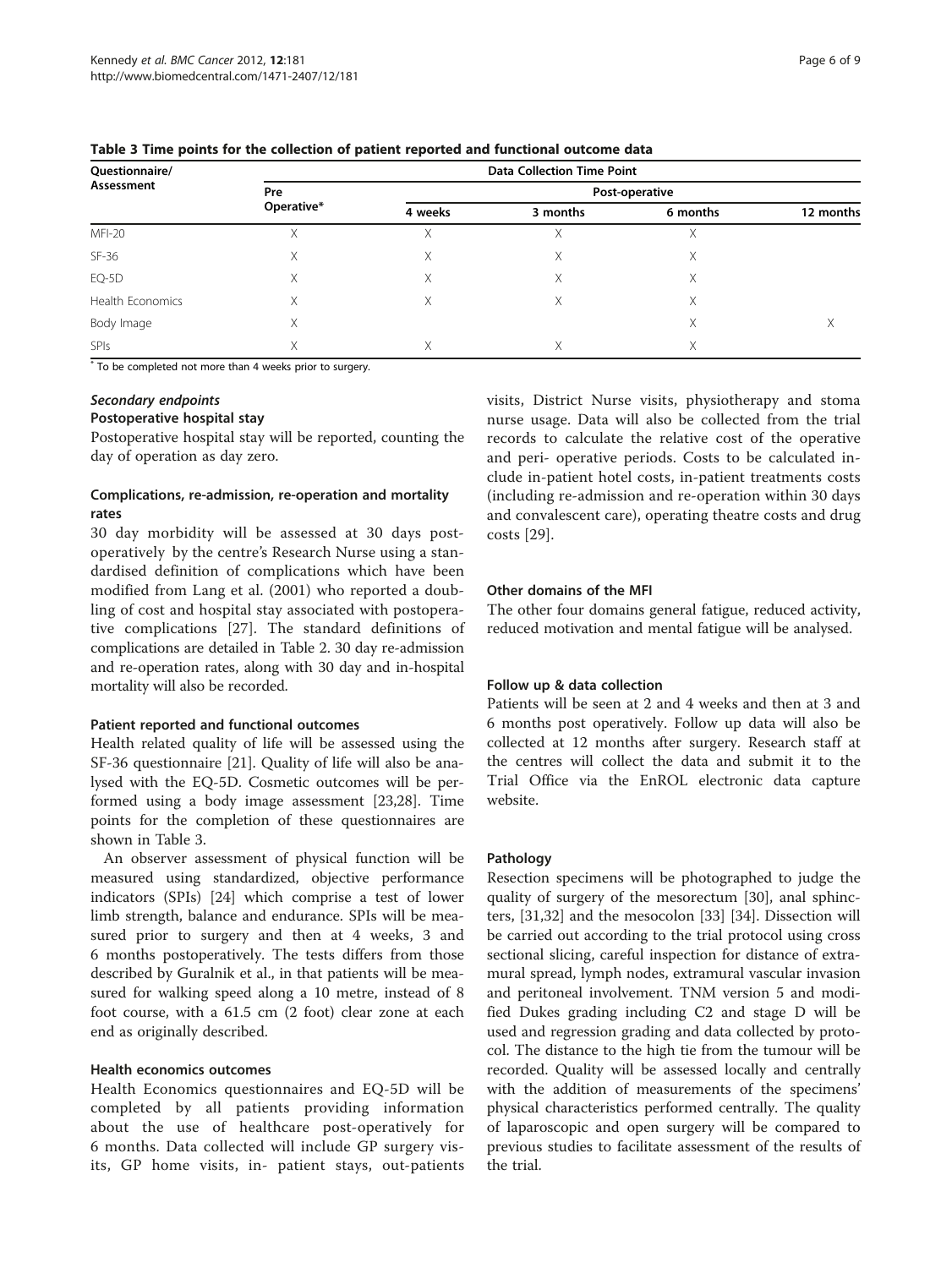**Table 3 Time points for the collection of patient reported and functional outcome data**

| Questionnaire/ Assessment | Data Collection Time Point | | | | |
|---|---|---|---|---|---|
| | Pre Operative* | Post-operative | | | |
| | | 4 weeks | 3 months | 6 months | 12 months |
| MFI-20 | X | X | X | X | |
| SF-36 | X | X | X | X | |
| EQ-5D | X | X | X | X | |
| Health Economics | X | X | X | X | |
| Body Image | X | | | X | X |
| SPIs | X | X | X | X | |

* To be completed not more than 4 weeks prior to surgery.

### *Secondary endpoints*

#### Postoperative hospital stay

Postoperative hospital stay will be reported, counting the day of operation as day zero.

#### Complications, re-admission, re-operation and mortality rates

30 day morbidity will be assessed at 30 days post-operatively by the centre's Research Nurse using a standardised definition of complications which have been modified from Lang et al. (2001) who reported a doubling of cost and hospital stay associated with postoperative complications [27]. The standard definitions of complications are detailed in Table 2. 30 day re-admission and re-operation rates, along with 30 day and in-hospital mortality will also be recorded.

#### Patient reported and functional outcomes

Health related quality of life will be assessed using the SF-36 questionnaire [21]. Quality of life will also be analysed with the EQ-5D. Cosmetic outcomes will be performed using a body image assessment [23,28]. Time points for the completion of these questionnaires are shown in Table 3.

An observer assessment of physical function will be measured using standardized, objective performance indicators (SPIs) [24] which comprise a test of lower limb strength, balance and endurance. SPIs will be measured prior to surgery and then at 4 weeks, 3 and 6 months postoperatively. The tests differs from those described by Guralnik et al., in that patients will be measured for walking speed along a 10 metre, instead of 8 foot course, with a 61.5 cm (2 foot) clear zone at each end as originally described.

#### Health economics outcomes

Health Economics questionnaires and EQ-5D will be completed by all patients providing information about the use of healthcare post-operatively for 6 months. Data collected will include GP surgery visits, GP home visits, in- patient stays, out-patients visits, District Nurse visits, physiotherapy and stoma nurse usage. Data will also be collected from the trial records to calculate the relative cost of the operative and peri- operative periods. Costs to be calculated include in-patient hotel costs, in-patient treatments costs (including re-admission and re-operation within 30 days and convalescent care), operating theatre costs and drug costs [29].

#### Other domains of the MFI

The other four domains general fatigue, reduced activity, reduced motivation and mental fatigue will be analysed.

#### Follow up & data collection

Patients will be seen at 2 and 4 weeks and then at 3 and 6 months post operatively. Follow up data will also be collected at 12 months after surgery. Research staff at the centres will collect the data and submit it to the Trial Office via the EnROL electronic data capture website.

#### Pathology

Resection specimens will be photographed to judge the quality of surgery of the mesorectum [30], anal sphincters, [31,32] and the mesocolon [33] [34]. Dissection will be carried out according to the trial protocol using cross sectional slicing, careful inspection for distance of extramural spread, lymph nodes, extramural vascular invasion and peritoneal involvement. TNM version 5 and modified Dukes grading including C2 and stage D will be used and regression grading and data collected by protocol. The distance to the high tie from the tumour will be recorded. Quality will be assessed locally and centrally with the addition of measurements of the specimens' physical characteristics performed centrally. The quality of laparoscopic and open surgery will be compared to previous studies to facilitate assessment of the results of the trial.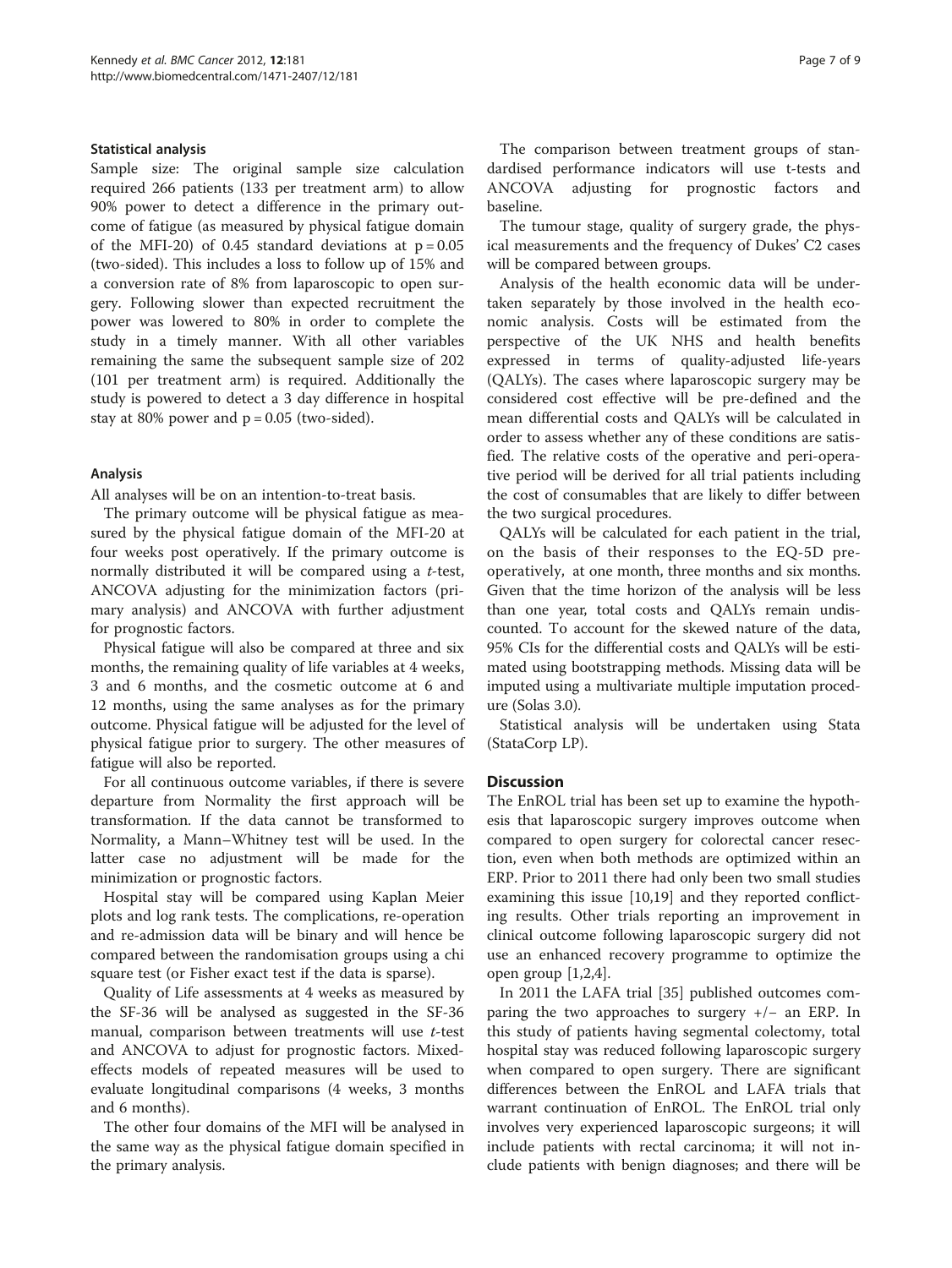### Statistical analysis

Sample size: The original sample size calculation required 266 patients (133 per treatment arm) to allow 90% power to detect a difference in the primary outcome of fatigue (as measured by physical fatigue domain of the MFI-20) of 0.45 standard deviations at $p = 0.05$ (two-sided). This includes a loss to follow up of 15% and a conversion rate of 8% from laparoscopic to open surgery. Following slower than expected recruitment the power was lowered to 80% in order to complete the study in a timely manner. With all other variables remaining the same the subsequent sample size of 202 (101 per treatment arm) is required. Additionally the study is powered to detect a 3 day difference in hospital stay at 80% power and $p = 0.05$ (two-sided).

### Analysis

All analyses will be on an intention-to-treat basis.

The primary outcome will be physical fatigue as measured by the physical fatigue domain of the MFI-20 at four weeks post operatively. If the primary outcome is normally distributed it will be compared using a *t*-test, ANCOVA adjusting for the minimization factors (primary analysis) and ANCOVA with further adjustment for prognostic factors.

Physical fatigue will also be compared at three and six months, the remaining quality of life variables at 4 weeks, 3 and 6 months, and the cosmetic outcome at 6 and 12 months, using the same analyses as for the primary outcome. Physical fatigue will be adjusted for the level of physical fatigue prior to surgery. The other measures of fatigue will also be reported.

For all continuous outcome variables, if there is severe departure from Normality the first approach will be transformation. If the data cannot be transformed to Normality, a Mann–Whitney test will be used. In the latter case no adjustment will be made for the minimization or prognostic factors.

Hospital stay will be compared using Kaplan Meier plots and log rank tests. The complications, re-operation and re-admission data will be binary and will hence be compared between the randomisation groups using a chi square test (or Fisher exact test if the data is sparse).

Quality of Life assessments at 4 weeks as measured by the SF-36 will be analysed as suggested in the SF-36 manual, comparison between treatments will use *t*-test and ANCOVA to adjust for prognostic factors. Mixed-effects models of repeated measures will be used to evaluate longitudinal comparisons (4 weeks, 3 months and 6 months).

The other four domains of the MFI will be analysed in the same way as the physical fatigue domain specified in the primary analysis.

The comparison between treatment groups of standardised performance indicators will use t-tests and ANCOVA adjusting for prognostic factors and baseline.

The tumour stage, quality of surgery grade, the physical measurements and the frequency of Dukes' C2 cases will be compared between groups.

Analysis of the health economic data will be undertaken separately by those involved in the health economic analysis. Costs will be estimated from the perspective of the UK NHS and health benefits expressed in terms of quality-adjusted life-years (QALYs). The cases where laparoscopic surgery may be considered cost effective will be pre-defined and the mean differential costs and QALYs will be calculated in order to assess whether any of these conditions are satisfied. The relative costs of the operative and peri-operative period will be derived for all trial patients including the cost of consumables that are likely to differ between the two surgical procedures.

QALYs will be calculated for each patient in the trial, on the basis of their responses to the EQ-5D pre-operatively, at one month, three months and six months. Given that the time horizon of the analysis will be less than one year, total costs and QALYs remain undiscounted. To account for the skewed nature of the data, 95% CIs for the differential costs and QALYs will be estimated using bootstrapping methods. Missing data will be imputed using a multivariate multiple imputation procedure (Solas 3.0).

Statistical analysis will be undertaken using Stata (StataCorp LP).

## Discussion

The EnROL trial has been set up to examine the hypothesis that laparoscopic surgery improves outcome when compared to open surgery for colorectal cancer resection, even when both methods are optimized within an ERP. Prior to 2011 there had only been two small studies examining this issue [10,19] and they reported conflicting results. Other trials reporting an improvement in clinical outcome following laparoscopic surgery did not use an enhanced recovery programme to optimize the open group [1,2,4].

In 2011 the LAFA trial [35] published outcomes comparing the two approaches to surgery +/− an ERP. In this study of patients having segmental colectomy, total hospital stay was reduced following laparoscopic surgery when compared to open surgery. There are significant differences between the EnROL and LAFA trials that warrant continuation of EnROL. The EnROL trial only involves very experienced laparoscopic surgeons; it will include patients with rectal carcinoma; it will not include patients with benign diagnoses; and there will be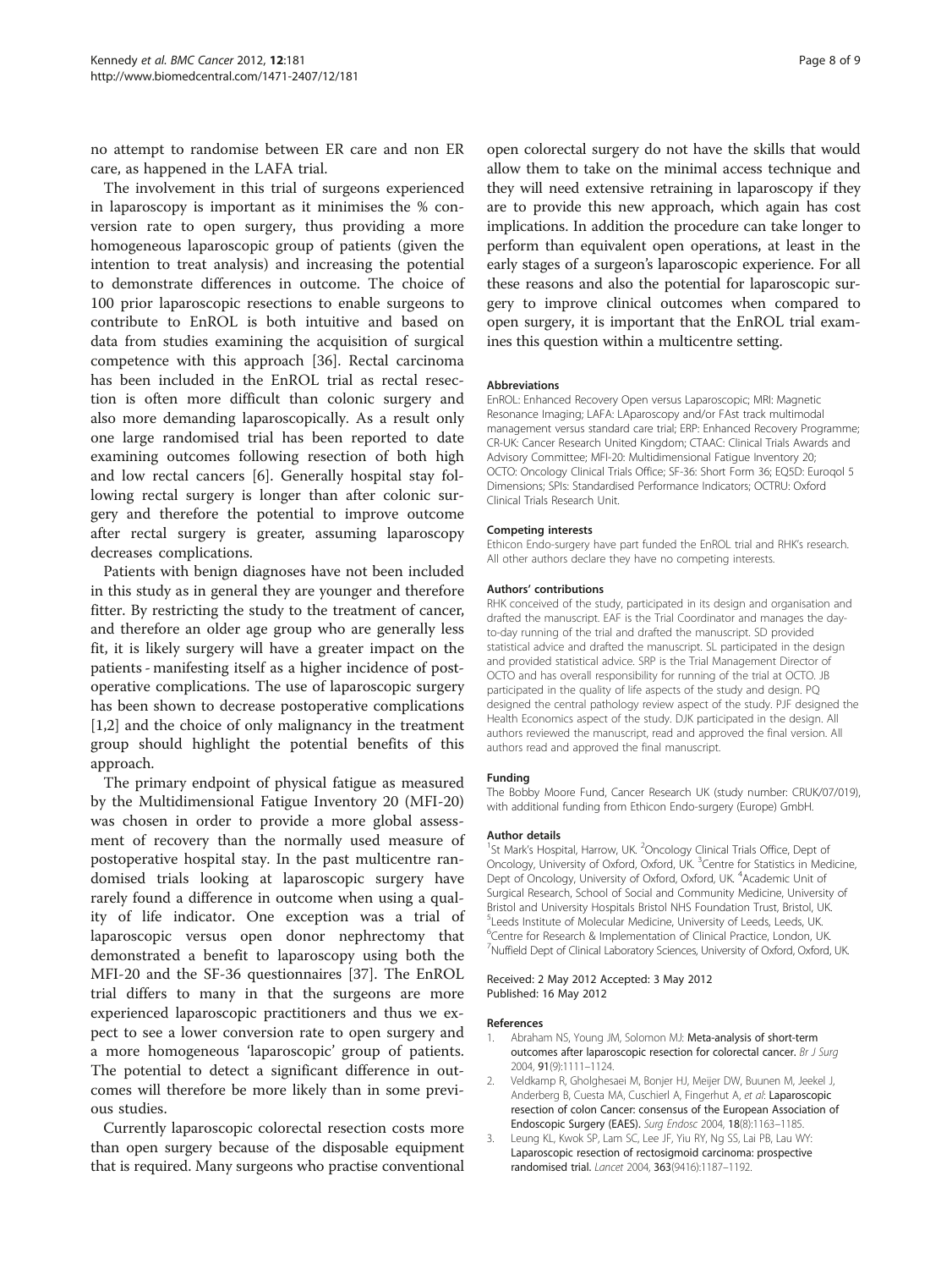no attempt to randomise between ER care and non ER care, as happened in the LAFA trial.

The involvement in this trial of surgeons experienced in laparoscopy is important as it minimises the % conversion rate to open surgery, thus providing a more homogeneous laparoscopic group of patients (given the intention to treat analysis) and increasing the potential to demonstrate differences in outcome. The choice of 100 prior laparoscopic resections to enable surgeons to contribute to EnROL is both intuitive and based on data from studies examining the acquisition of surgical competence with this approach [36]. Rectal carcinoma has been included in the EnROL trial as rectal resection is often more difficult than colonic surgery and also more demanding laparoscopically. As a result only one large randomised trial has been reported to date examining outcomes following resection of both high and low rectal cancers [6]. Generally hospital stay following rectal surgery is longer than after colonic surgery and therefore the potential to improve outcome after rectal surgery is greater, assuming laparoscopy decreases complications.

Patients with benign diagnoses have not been included in this study as in general they are younger and therefore fitter. By restricting the study to the treatment of cancer, and therefore an older age group who are generally less fit, it is likely surgery will have a greater impact on the patients - manifesting itself as a higher incidence of postoperative complications. The use of laparoscopic surgery has been shown to decrease postoperative complications [1,2] and the choice of only malignancy in the treatment group should highlight the potential benefits of this approach.

The primary endpoint of physical fatigue as measured by the Multidimensional Fatigue Inventory 20 (MFI-20) was chosen in order to provide a more global assessment of recovery than the normally used measure of postoperative hospital stay. In the past multicentre randomised trials looking at laparoscopic surgery have rarely found a difference in outcome when using a quality of life indicator. One exception was a trial of laparoscopic versus open donor nephrectomy that demonstrated a benefit to laparoscopy using both the MFI-20 and the SF-36 questionnaires [37]. The EnROL trial differs to many in that the surgeons are more experienced laparoscopic practitioners and thus we expect to see a lower conversion rate to open surgery and a more homogeneous 'laparoscopic' group of patients. The potential to detect a significant difference in outcomes will therefore be more likely than in some previous studies.

Currently laparoscopic colorectal resection costs more than open surgery because of the disposable equipment that is required. Many surgeons who practise conventional open colorectal surgery do not have the skills that would allow them to take on the minimal access technique and they will need extensive retraining in laparoscopy if they are to provide this new approach, which again has cost implications. In addition the procedure can take longer to perform than equivalent open operations, at least in the early stages of a surgeon's laparoscopic experience. For all these reasons and also the potential for laparoscopic surgery to improve clinical outcomes when compared to open surgery, it is important that the EnROL trial examines this question within a multicentre setting.

#### Abbreviations
EnROL: Enhanced Recovery Open versus Laparoscopic; MRI: Magnetic Resonance Imaging; LAFA: LAparoscopy and/or FAst track multimodal management versus standard care trial; ERP: Enhanced Recovery Programme; CR-UK: Cancer Research United Kingdom; CTAAC: Clinical Trials Awards and Advisory Committee; MFI-20: Multidimensional Fatigue Inventory 20; OCTO: Oncology Clinical Trials Office; SF-36: Short Form 36; EQ5D: Euroqol 5 Dimensions; SPIs: Standardised Performance Indicators; OCTRU: Oxford Clinical Trials Research Unit.

#### Competing interests
Ethicon Endo-surgery have part funded the EnROL trial and RHK's research. All other authors declare they have no competing interests.

#### Authors' contributions
RHK conceived of the study, participated in its design and organisation and drafted the manuscript. EAF is the Trial Coordinator and manages the day-to-day running of the trial and drafted the manuscript. SD provided statistical advice and drafted the manuscript. SL participated in the design and provided statistical advice. SRP is the Trial Management Director of OCTO and has overall responsibility for running of the trial at OCTO. JB participated in the quality of life aspects of the study and design. PQ designed the central pathology review aspect of the study. PJF designed the Health Economics aspect of the study. DJK participated in the design. All authors reviewed the manuscript, read and approved the final version. All authors read and approved the final manuscript.

#### Funding
The Bobby Moore Fund, Cancer Research UK (study number: CRUK/07/019), with additional funding from Ethicon Endo-surgery (Europe) GmbH.

#### Author details
[1]St Mark's Hospital, Harrow, UK. [2]Oncology Clinical Trials Office, Dept of Oncology, University of Oxford, Oxford, UK. [3]Centre for Statistics in Medicine, Dept of Oncology, University of Oxford, Oxford, UK. [4]Academic Unit of Surgical Research, School of Social and Community Medicine, University of Bristol and University Hospitals Bristol NHS Foundation Trust, Bristol, UK. [5]Leeds Institute of Molecular Medicine, University of Leeds, Leeds, UK. [6]Centre for Research & Implementation of Clinical Practice, London, UK. [7]Nuffield Dept of Clinical Laboratory Sciences, University of Oxford, Oxford, UK.

Received: 2 May 2012 Accepted: 3 May 2012
Published: 16 May 2012

#### References
1. Abraham NS, Young JM, Solomon MJ: **Meta-analysis of short-term outcomes after laparoscopic resection for colorectal cancer.** *Br J Surg* 2004, **91**(9):1111–1124.
2. Veldkamp R, Gholghesaei M, Bonjer HJ, Meijer DW, Buunen M, Jeekel J, Anderberg B, Cuesta MA, Cuschierl A, Fingerhut A, *et al*: **Laparoscopic resection of colon Cancer: consensus of the European Association of Endoscopic Surgery (EAES).** *Surg Endosc* 2004, **18**(8):1163–1185.
3. Leung KL, Kwok SP, Lam SC, Lee JF, Yiu RY, Ng SS, Lai PB, Lau WY: **Laparoscopic resection of rectosigmoid carcinoma: prospective randomised trial.** *Lancet* 2004, **363**(9416):1187–1192.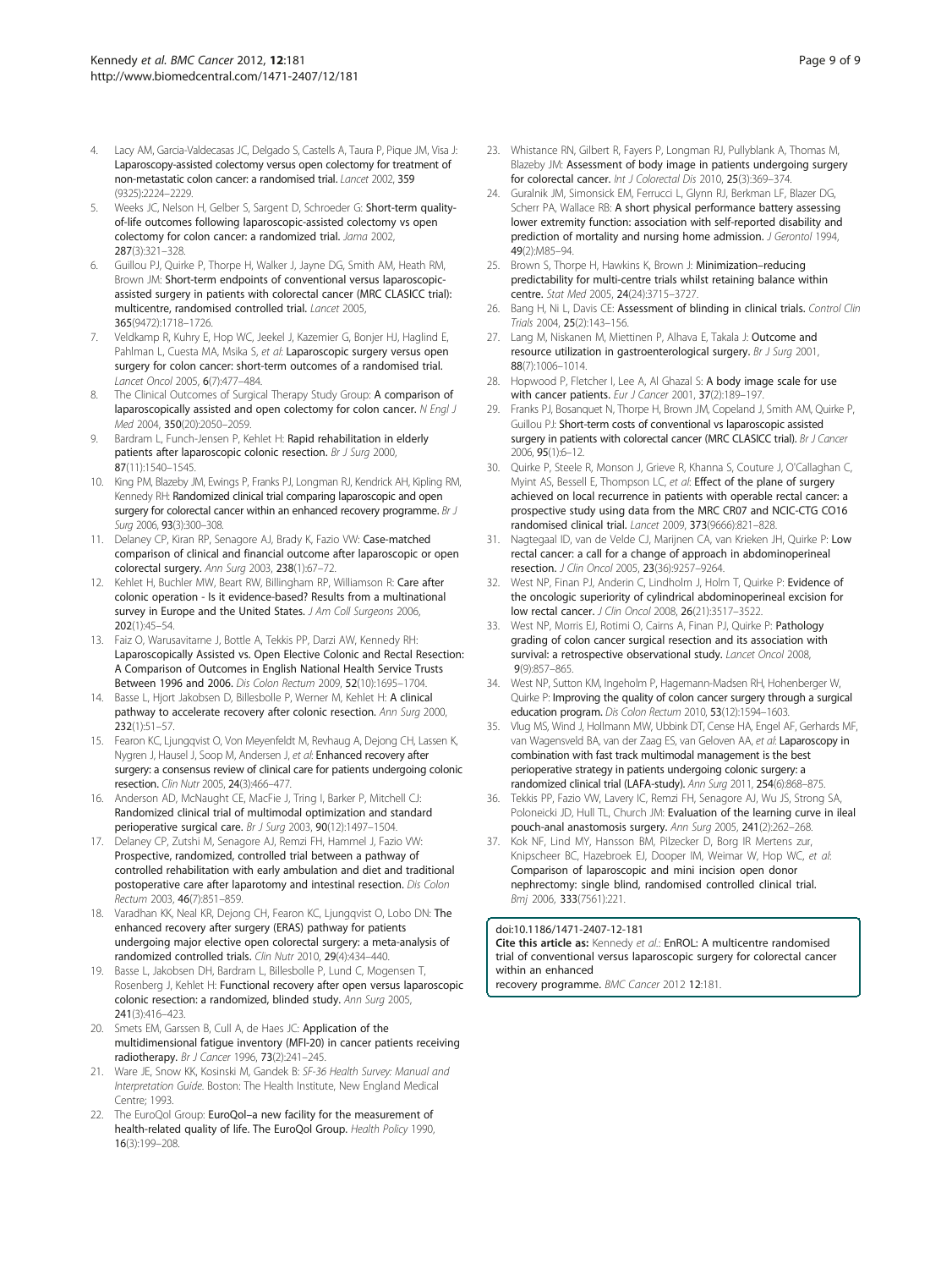4. Lacy AM, Garcia-Valdecasas JC, Delgado S, Castells A, Taura P, Pique JM, Visa J: **Laparoscopy-assisted colectomy versus open colectomy for treatment of non-metastatic colon cancer: a randomised trial.** *Lancet* 2002, **359** (9325):2224–2229.
5. Weeks JC, Nelson H, Gelber S, Sargent D, Schroeder G: **Short-term quality-of-life outcomes following laparoscopic-assisted colectomy vs open colectomy for colon cancer: a randomized trial.** *Jama* 2002, **287**(3):321–328.
6. Guillou PJ, Quirke P, Thorpe H, Walker J, Jayne DG, Smith AM, Heath RM, Brown JM: **Short-term endpoints of conventional versus laparoscopic-assisted surgery in patients with colorectal cancer (MRC CLASICC trial): multicentre, randomised controlled trial.** *Lancet* 2005, **365**(9472):1718–1726.
7. Veldkamp R, Kuhry E, Hop WC, Jeekel J, Kazemier G, Bonjer HJ, Haglind E, Pahlman L, Cuesta MA, Msika S, *et al*: **Laparoscopic surgery versus open surgery for colon cancer: short-term outcomes of a randomised trial.** *Lancet Oncol* 2005, **6**(7):477–484.
8. The Clinical Outcomes of Surgical Therapy Study Group: **A comparison of laparoscopically assisted and open colectomy for colon cancer.** *N Engl J Med* 2004, **350**(20):2050–2059.
9. Bardram L, Funch-Jensen P, Kehlet H: **Rapid rehabilitation in elderly patients after laparoscopic colonic resection.** *Br J Surg* 2000, **87**(11):1540–1545.
10. King PM, Blazeby JM, Ewings P, Franks PJ, Longman RJ, Kendrick AH, Kipling RM, Kennedy RH: **Randomized clinical trial comparing laparoscopic and open surgery for colorectal cancer within an enhanced recovery programme.** *Br J Surg* 2006, **93**(3):300–308.
11. Delaney CP, Kiran RP, Senagore AJ, Brady K, Fazio VW: **Case-matched comparison of clinical and financial outcome after laparoscopic or open colorectal surgery.** *Ann Surg* 2003, **238**(1):67–72.
12. Kehlet H, Buchler MW, Beart RW, Billingham RP, Williamson R: **Care after colonic operation - Is it evidence-based? Results from a multinational survey in Europe and the United States.** *J Am Coll Surgeons* 2006, **202**(1):45–54.
13. Faiz O, Warusavitarne J, Bottle A, Tekkis PP, Darzi AW, Kennedy RH: **Laparoscopically Assisted vs. Open Elective Colonic and Rectal Resection: A Comparison of Outcomes in English National Health Service Trusts Between 1996 and 2006.** *Dis Colon Rectum* 2009, **52**(10):1695–1704.
14. Basse L, Hjort Jakobsen D, Billesbolle P, Werner M, Kehlet H: **A clinical pathway to accelerate recovery after colonic resection.** *Ann Surg* 2000, **232**(1):51–57.
15. Fearon KC, Ljungqvist O, Von Meyenfeldt M, Revhaug A, Dejong CH, Lassen K, Nygren J, Hausel J, Soop M, Andersen J, *et al*: **Enhanced recovery after surgery: a consensus review of clinical care for patients undergoing colonic resection.** *Clin Nutr* 2005, **24**(3):466–477.
16. Anderson AD, McNaught CE, MacFie J, Tring I, Barker P, Mitchell CJ: **Randomized clinical trial of multimodal optimization and standard perioperative surgical care.** *Br J Surg* 2003, **90**(12):1497–1504.
17. Delaney CP, Zutshi M, Senagore AJ, Remzi FH, Hammel J, Fazio VW: **Prospective, randomized, controlled trial between a pathway of controlled rehabilitation with early ambulation and diet and traditional postoperative care after laparotomy and intestinal resection.** *Dis Colon Rectum* 2003, **46**(7):851–859.
18. Varadhan KK, Neal KR, Dejong CH, Fearon KC, Ljungqvist O, Lobo DN: **The enhanced recovery after surgery (ERAS) pathway for patients undergoing major elective open colorectal surgery: a meta-analysis of randomized controlled trials.** *Clin Nutr* 2010, **29**(4):434–440.
19. Basse L, Jakobsen DH, Bardram L, Billesbolle P, Lund C, Mogensen T, Rosenberg J, Kehlet H: **Functional recovery after open versus laparoscopic colonic resection: a randomized, blinded study.** *Ann Surg* 2005, **241**(3):416–423.
20. Smets EM, Garssen B, Cull A, de Haes JC: **Application of the multidimensional fatigue inventory (MFI-20) in cancer patients receiving radiotherapy.** *Br J Cancer* 1996, **73**(2):241–245.
21. Ware JE, Snow KK, Kosinski M, Gandek B: *SF-36 Health Survey: Manual and Interpretation Guide.* Boston: The Health Institute, New England Medical Centre; 1993.
22. The EuroQol Group: **EuroQol–a new facility for the measurement of health-related quality of life. The EuroQol Group.** *Health Policy* 1990, **16**(3):199–208.
23. Whistance RN, Gilbert R, Fayers P, Longman RJ, Pullyblank A, Thomas M, Blazeby JM: **Assessment of body image in patients undergoing surgery for colorectal cancer.** *Int J Colorectal Dis* 2010, **25**(3):369–374.
24. Guralnik JM, Simonsick EM, Ferrucci L, Glynn RJ, Berkman LF, Blazer DG, Scherr PA, Wallace RB: **A short physical performance battery assessing lower extremity function: association with self-reported disability and prediction of mortality and nursing home admission.** *J Gerontol* 1994, **49**(2):M85–94.
25. Brown S, Thorpe H, Hawkins K, Brown J: **Minimization–reducing predictability for multi-centre trials whilst retaining balance within centre.** *Stat Med* 2005, **24**(24):3715–3727.
26. Bang H, Ni L, Davis CE: **Assessment of blinding in clinical trials.** *Control Clin Trials* 2004, **25**(2):143–156.
27. Lang M, Niskanen M, Miettinen P, Alhava E, Takala J: **Outcome and resource utilization in gastroenterological surgery.** *Br J Surg* 2001, **88**(7):1006–1014.
28. Hopwood P, Fletcher I, Lee A, Al Ghazal S: **A body image scale for use with cancer patients.** *Eur J Cancer* 2001, **37**(2):189–197.
29. Franks PJ, Bosanquet N, Thorpe H, Brown JM, Copeland J, Smith AM, Quirke P, Guillou PJ: **Short-term costs of conventional vs laparoscopic assisted surgery in patients with colorectal cancer (MRC CLASICC trial).** *Br J Cancer* 2006, **95**(1):6–12.
30. Quirke P, Steele R, Monson J, Grieve R, Khanna S, Couture J, O'Callaghan C, Myint AS, Bessell E, Thompson LC, *et al*: **Effect of the plane of surgery achieved on local recurrence in patients with operable rectal cancer: a prospective study using data from the MRC CR07 and NCIC-CTG CO16 randomised clinical trial.** *Lancet* 2009, **373**(9666):821–828.
31. Nagtegaal ID, van de Velde CJ, Marijnen CA, van Krieken JH, Quirke P: **Low rectal cancer: a call for a change of approach in abdominoperineal resection.** *J Clin Oncol* 2005, **23**(36):9257–9264.
32. West NP, Finan PJ, Anderin C, Lindholm J, Holm T, Quirke P: **Evidence of the oncologic superiority of cylindrical abdominoperineal excision for low rectal cancer.** *J Clin Oncol* 2008, **26**(21):3517–3522.
33. West NP, Morris EJ, Rotimi O, Cairns A, Finan PJ, Quirke P: **Pathology grading of colon cancer surgical resection and its association with survival: a retrospective observational study.** *Lancet Oncol* 2008, **9**(9):857–865.
34. West NP, Sutton KM, Ingeholm P, Hagemann-Madsen RH, Hohenberger W, Quirke P: **Improving the quality of colon cancer surgery through a surgical education program.** *Dis Colon Rectum* 2010, **53**(12):1594–1603.
35. Vlug MS, Wind J, Hollmann MW, Ubbink DT, Cense HA, Engel AF, Gerhards MF, van Wagensveld BA, van der Zaag ES, van Geloven AA, *et al*: **Laparoscopy in combination with fast track multimodal management is the best perioperative strategy in patients undergoing colonic surgery: a randomized clinical trial (LAFA-study).** *Ann Surg* 2011, **254**(6):868–875.
36. Tekkis PP, Fazio VW, Lavery IC, Remzi FH, Senagore AJ, Wu JS, Strong SA, Poloneicki JD, Hull TL, Church JM: **Evaluation of the learning curve in ileal pouch-anal anastomosis surgery.** *Ann Surg* 2005, **241**(2):262–268.
37. Kok NF, Lind MY, Hansson BM, Pilzecker D, Borg IR Mertens zur, Knipscheer BC, Hazebroek EJ, Dooper IM, Weimar W, Hop WC, *et al*: **Comparison of laparoscopic and mini incision open donor nephrectomy: single blind, randomised controlled clinical trial.** *Bmj* 2006, **333**(7561):221.

doi:10.1186/1471-2407-12-181

**Cite this article as:** Kennedy *et al.*: EnROL: A multicentre randomised trial of conventional versus laparoscopic surgery for colorectal cancer within an enhanced recovery programme. *BMC Cancer* 2012 **12**:181.